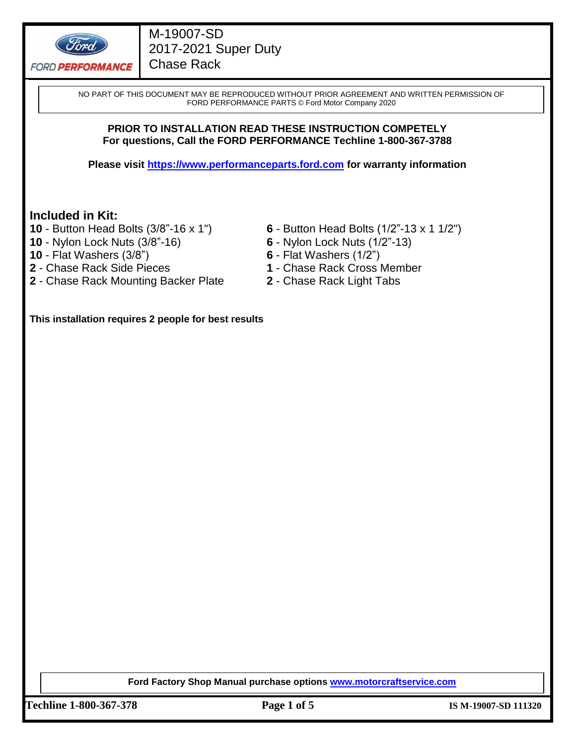# M-19007-SD
# 2017-2021 Super Duty
# Chase Rack

NO PART OF THIS DOCUMENT MAY BE REPRODUCED WITHOUT PRIOR AGREEMENT AND WRITTEN PERMISSION OF FORD PERFORMANCE PARTS © Ford Motor Company 2020

**PRIOR TO INSTALLATION READ THESE INSTRUCTION COMPETELY**
**For questions, Call the FORD PERFORMANCE Techline 1-800-367-3788**

**Please visit [https://www.performanceparts.ford.com](https://www.performanceparts.ford.com) for warranty information**

## Included in Kit:

- **10** - Button Head Bolts (3/8”-16 x 1")
- **10** - Nylon Lock Nuts (3/8”-16)
- **10** - Flat Washers (3/8”)
- **2** - Chase Rack Side Pieces
- **2** - Chase Rack Mounting Backer Plate
- **6** - Button Head Bolts (1/2”-13 x 1 1/2")
- **6** - Nylon Lock Nuts (1/2”-13)
- **6** - Flat Washers (1/2”)
- **1** - Chase Rack Cross Member
- **2** - Chase Rack Light Tabs

**This installation requires 2 people for best results**

**Ford Factory Shop Manual purchase options [www.motorcraftservice.com](www.motorcraftservice.com)**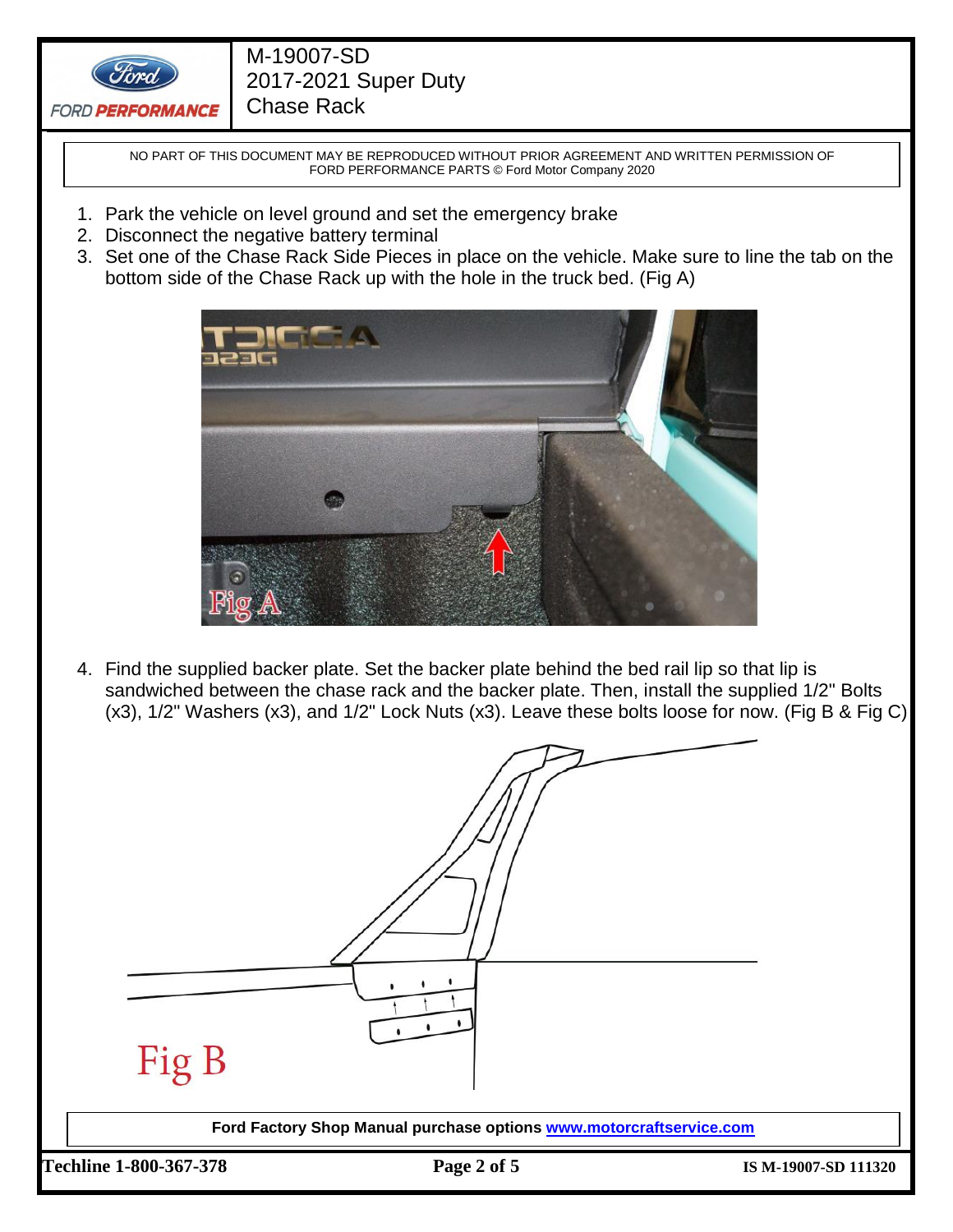NO PART OF THIS DOCUMENT MAY BE REPRODUCED WITHOUT PRIOR AGREEMENT AND WRITTEN PERMISSION OF FORD PERFORMANCE PARTS © Ford Motor Company 2020

1. Park the vehicle on level ground and set the emergency brake
2. Disconnect the negative battery terminal
3. Set one of the Chase Rack Side Pieces in place on the vehicle. Make sure to line the tab on the bottom side of the Chase Rack up with the hole in the truck bed. (Fig A)

Fig A

4. Find the supplied backer plate. Set the backer plate behind the bed rail lip so that lip is sandwiched between the chase rack and the backer plate. Then, install the supplied 1/2" Bolts (x3), 1/2" Washers (x3), and 1/2" Lock Nuts (x3). Leave these bolts loose for now. (Fig B & Fig C)

Fig B

**Ford Factory Shop Manual purchase options [www.motorcraftservice.com](http://www.motorcraftservice.com)**

**Techline 1-800-367-378**

**IS M-19007-SD 111320**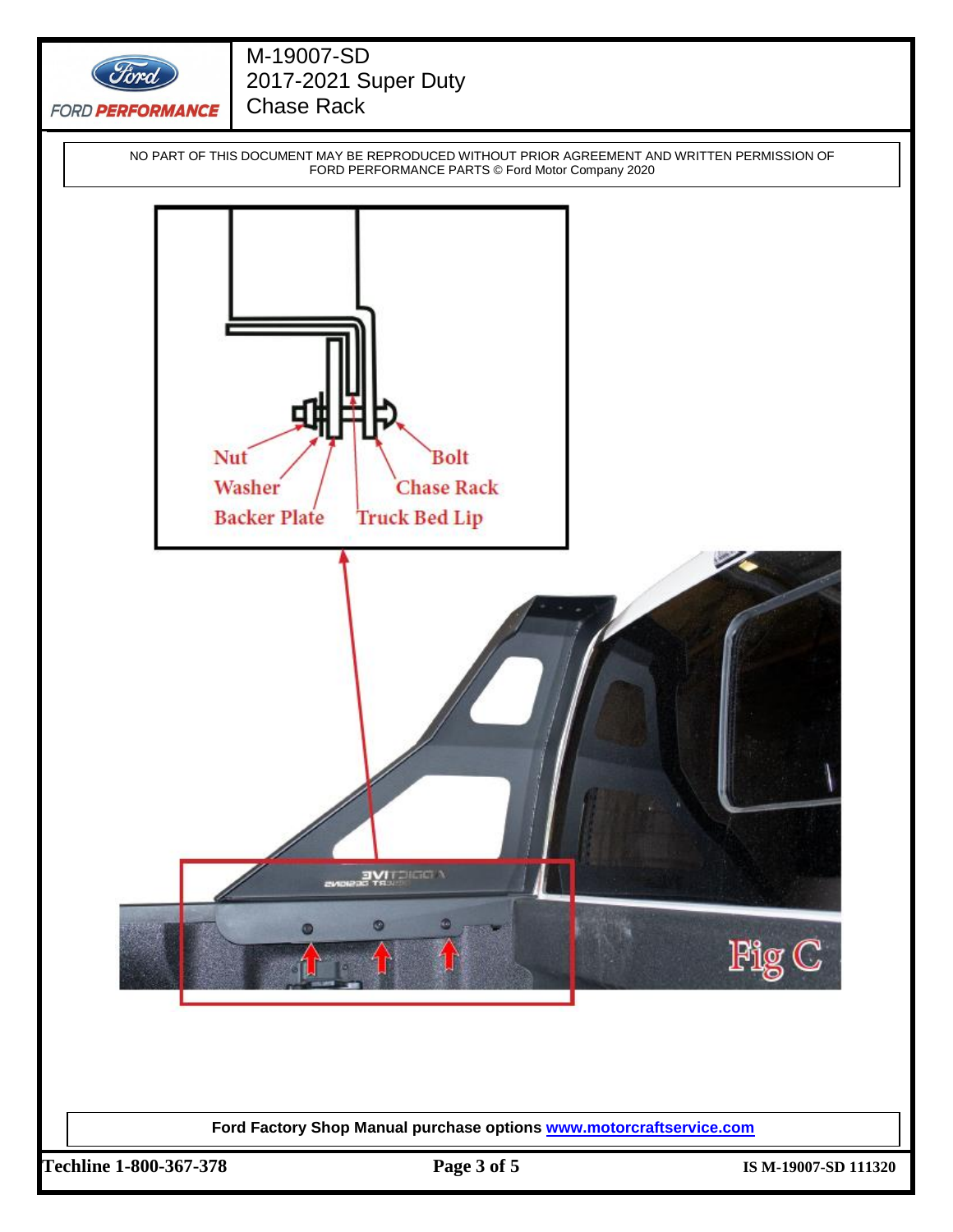NO PART OF THIS DOCUMENT MAY BE REPRODUCED WITHOUT PRIOR AGREEMENT AND WRITTEN PERMISSION OF FORD PERFORMANCE PARTS © Ford Motor Company 2020

Nut
Washer
Backer Plate
Bolt
Chase Rack
Truck Bed Lip

Fig C

**Ford Factory Shop Manual purchase options [www.motorcraftservice.com](http://www.motorcraftservice.com)**

**Techline 1-800-367-378** **IS M-19007-SD 111320**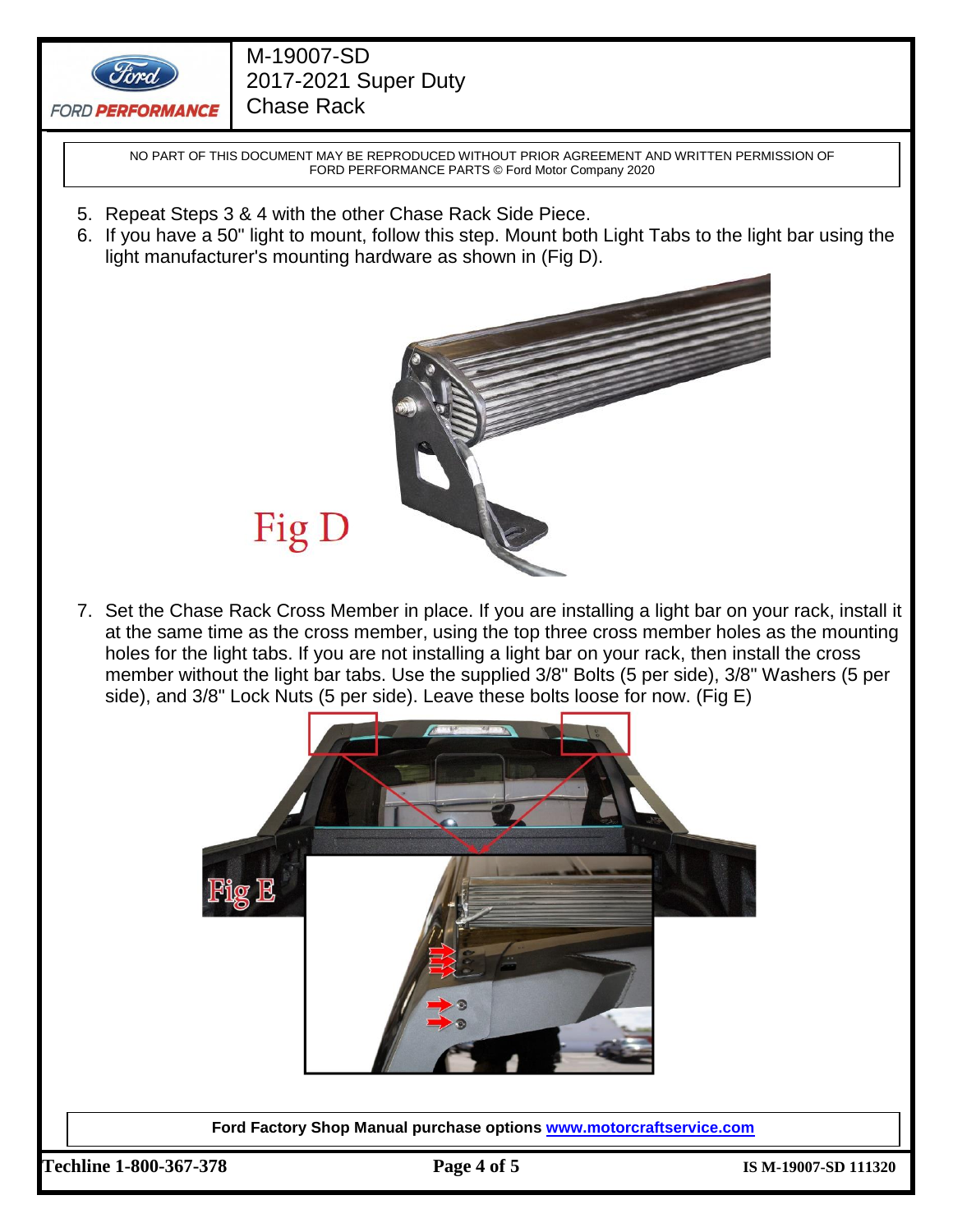NO PART OF THIS DOCUMENT MAY BE REPRODUCED WITHOUT PRIOR AGREEMENT AND WRITTEN PERMISSION OF FORD PERFORMANCE PARTS © Ford Motor Company 2020

5. Repeat Steps 3 & 4 with the other Chase Rack Side Piece.
6. If you have a 50" light to mount, follow this step. Mount both Light Tabs to the light bar using the light manufacturer's mounting hardware as shown in (Fig D).

Fig D

7. Set the Chase Rack Cross Member in place. If you are installing a light bar on your rack, install it at the same time as the cross member, using the top three cross member holes as the mounting holes for the light tabs. If you are not installing a light bar on your rack, then install the cross member without the light bar tabs. Use the supplied 3/8" Bolts (5 per side), 3/8" Washers (5 per side), and 3/8" Lock Nuts (5 per side). Leave these bolts loose for now. (Fig E)

Fig E

**Ford Factory Shop Manual purchase options [www.motorcraftservice.com](www.motorcraftservice.com)**

**Techline 1-800-367-378**

**IS M-19007-SD 111320**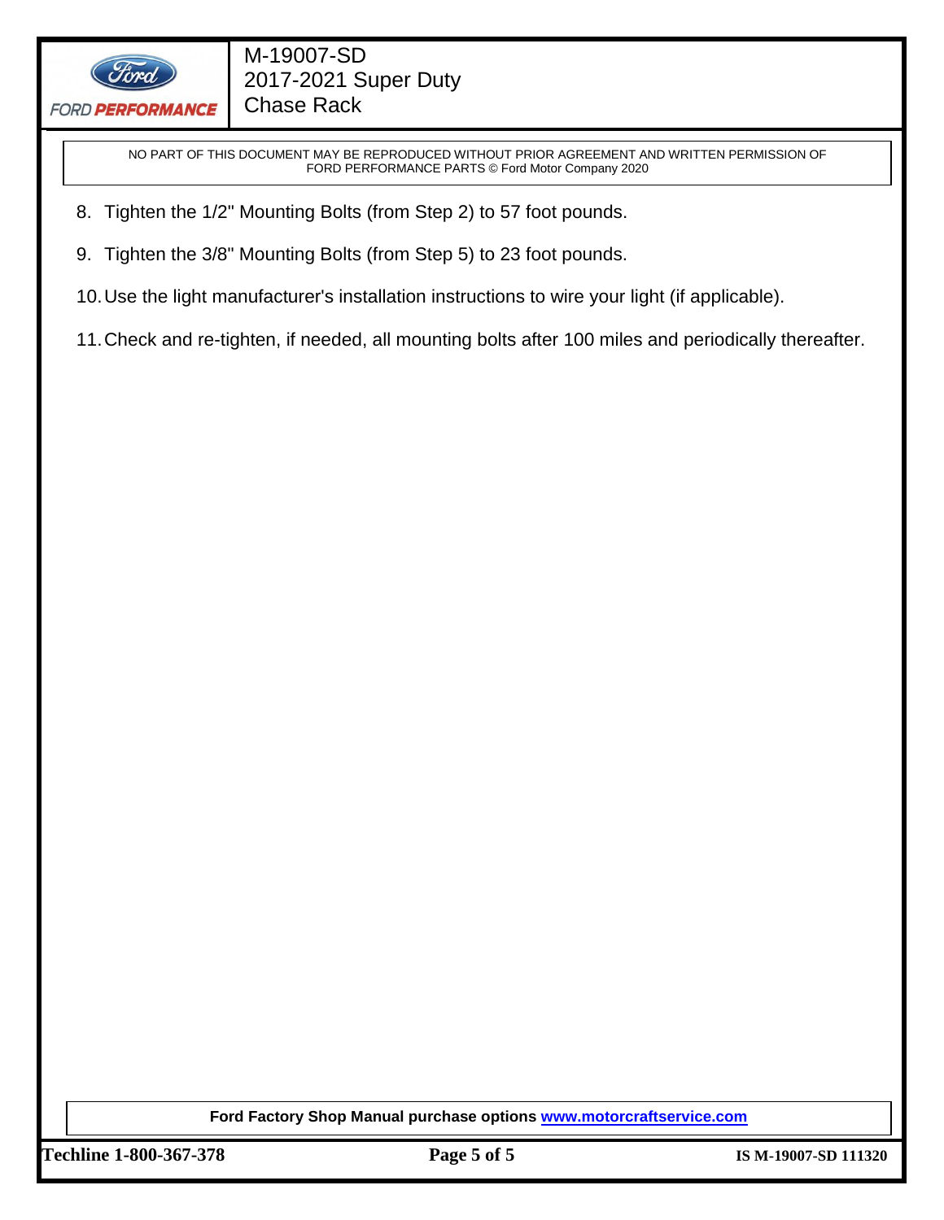8. Tighten the 1/2" Mounting Bolts (from Step 2) to 57 foot pounds.
9. Tighten the 3/8" Mounting Bolts (from Step 5) to 23 foot pounds.
10. Use the light manufacturer's installation instructions to wire your light (if applicable).
11. Check and re-tighten, if needed, all mounting bolts after 100 miles and periodically thereafter.